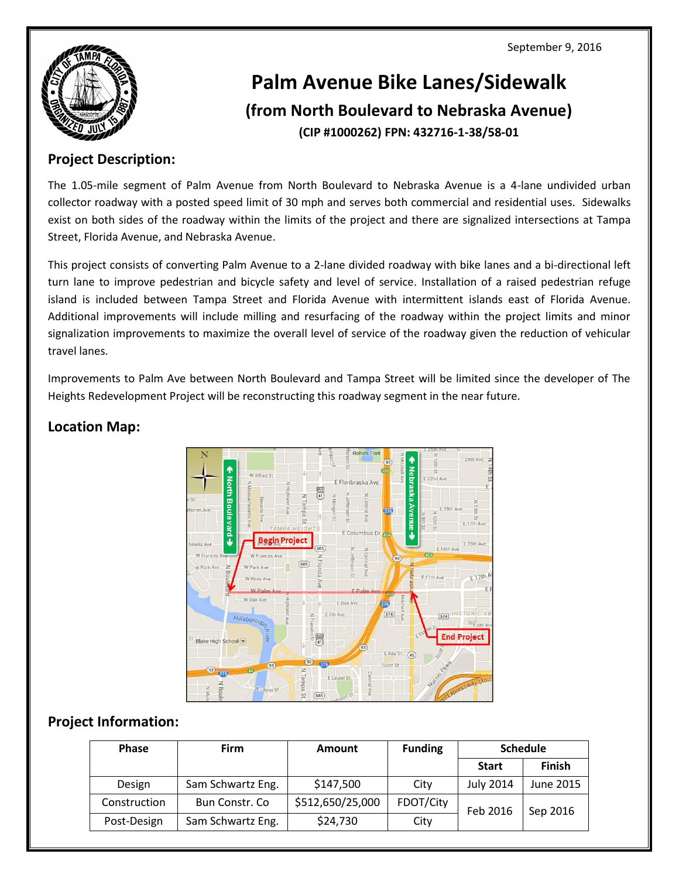September 9, 2016

# Palm Avenue Bike Lanes/Sidewalk

## (from North Boulevard to Nebraska Avenue)

**(CIP #1000262) FPN: 432716-1-38/58-01**

## Project Description:

The 1.05-mile segment of Palm Avenue from North Boulevard to Nebraska Avenue is a 4-lane undivided urban collector roadway with a posted speed limit of 30 mph and serves both commercial and residential uses. Sidewalks exist on both sides of the roadway within the limits of the project and there are signalized intersections at Tampa Street, Florida Avenue, and Nebraska Avenue.

This project consists of converting Palm Avenue to a 2-lane divided roadway with bike lanes and a bi-directional left turn lane to improve pedestrian and bicycle safety and level of service. Installation of a raised pedestrian refuge island is included between Tampa Street and Florida Avenue with intermittent islands east of Florida Avenue. Additional improvements will include milling and resurfacing of the roadway within the project limits and minor signalization improvements to maximize the overall level of service of the roadway given the reduction of vehicular travel lanes.

Improvements to Palm Ave between North Boulevard and Tampa Street will be limited since the developer of The Heights Redevelopment Project will be reconstructing this roadway segment in the near future.

## Location Map:

## Project Information:

| Phase | Firm | Amount | Funding | Schedule | |
|---|---|---|---|---|---|
| | | | | Start | Finish |
| Design | Sam Schwartz Eng. | $147,500 | City | July 2014 | June 2015 |
| Construction | Bun Constr. Co | $512,650/25,000 | FDOT/City | Feb 2016 | Sep 2016 |
| Post-Design | Sam Schwartz Eng. | $24,730 | City | | |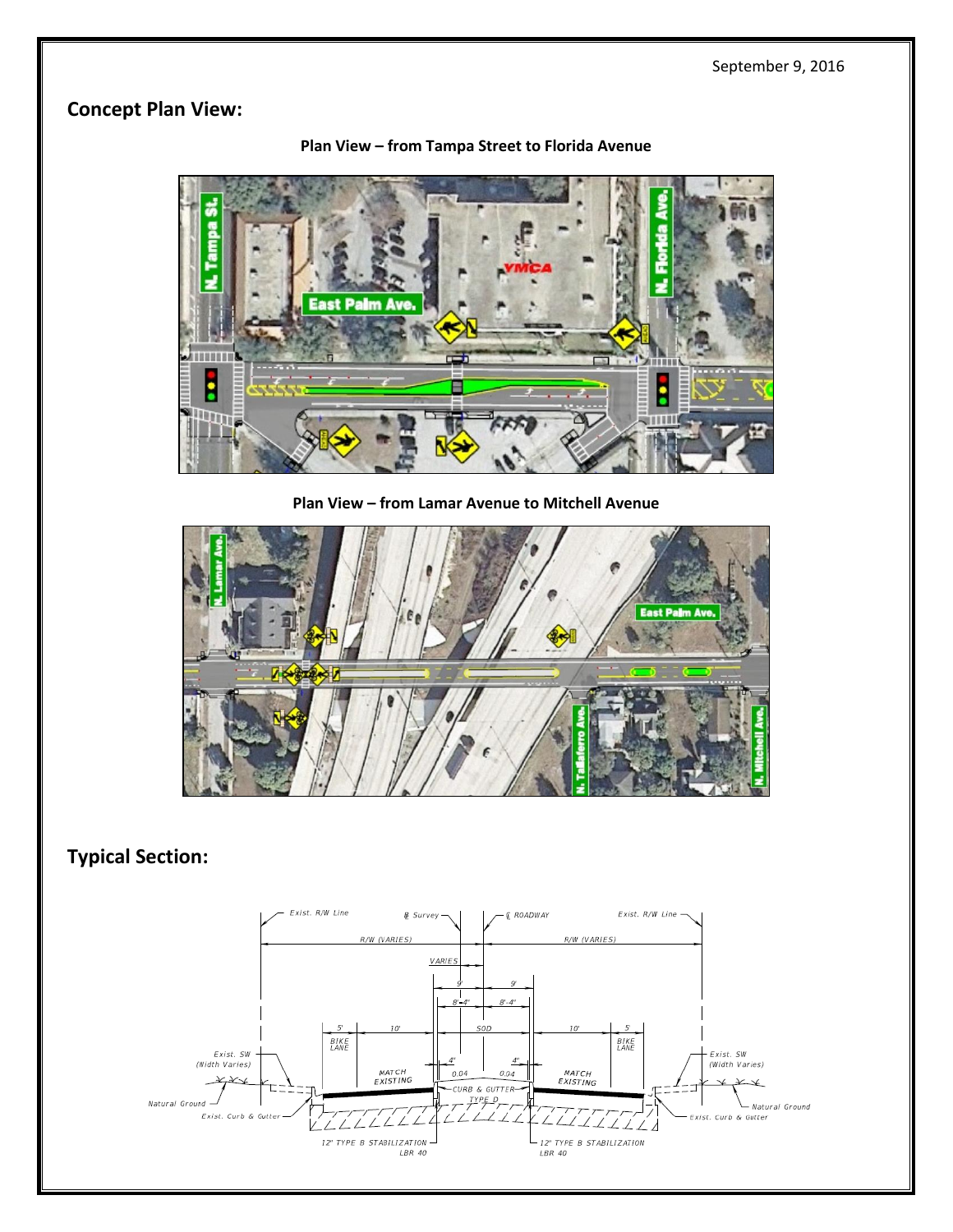September 9, 2016

## Concept Plan View:

**Plan View – from Tampa Street to Florida Avenue**

N. Tampa St.

East Palm Ave.

YMCA

N. Florida Ave.

**Plan View – from Lamar Avenue to Mitchell Avenue**

N. Lamar Ave.

East Palm Ave.

N. Taliaferro Ave.

N. Mitchell Ave.

## Typical Section:

Exist. R/W Line

Survey

℄ ROADWAY

Exist. R/W Line

R/W (VARIES)

R/W (VARIES)

VARIES

9'

9'

8'-4"

8'-4"

5'

10'

SOD

10'

5'

BIKE LANE

BIKE LANE

Exist. SW (Width Varies)

Exist. SW (Width Varies)

4"

4"

MATCH EXISTING

0.04

0.04

MATCH EXISTING

CURB & GUTTER TYPE D

Natural Ground

Natural Ground

Exist. Curb & Gutter

Exist. Curb & Gutter

12" TYPE B STABILIZATION LBR 40

12" TYPE B STABILIZATION LBR 40